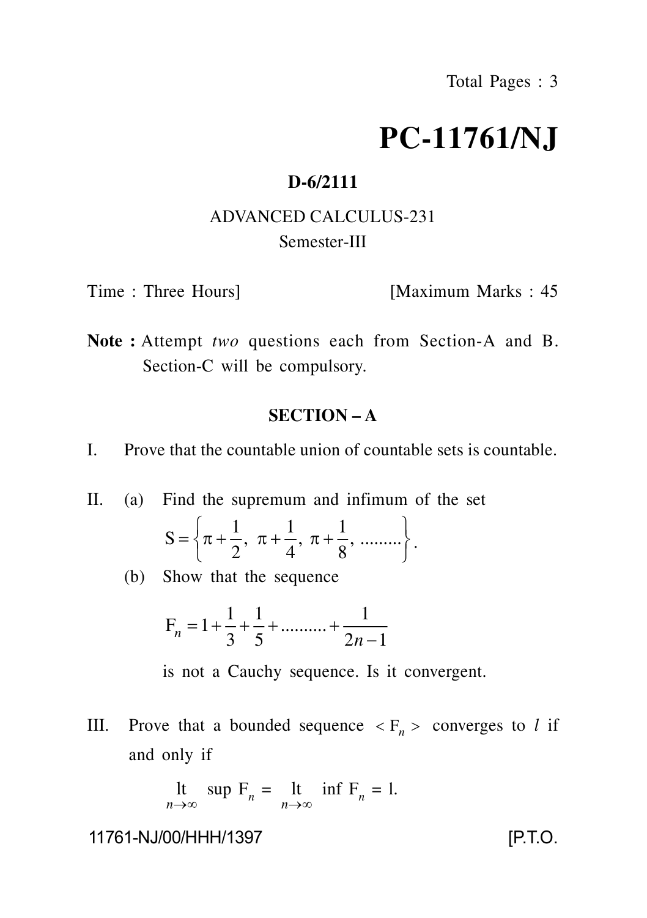# PC-11761/NJ

**D-6/2111**

ADVANCED CALCULUS-231

Semester-III

Time : Three Hours] [Maximum Marks : 45

**Note :** Attempt *two* questions each from Section-A and B. Section-C will be compulsory.

## SECTION – A

I. Prove that the countable union of countable sets is countable.

II. (a) Find the supremum and infimum of the set

$$S = \left\{ \pi + \frac{1}{2},\ \pi + \frac{1}{4},\ \pi + \frac{1}{8},\ \ldots\ldots\ldots \right\}.$$

(b) Show that the sequence

$$F_n = 1 + \frac{1}{3} + \frac{1}{5} + \ldots\ldots\ldots\ldots + \frac{1}{2n-1}$$

is not a Cauchy sequence. Is it convergent.

III. Prove that a bounded sequence $< F_n >$ converges to $l$ if and only if

$$\underset{n \to \infty}{\text{lt}} \sup F_n = \underset{n \to \infty}{\text{lt}} \inf F_n = l.$$

11761-NJ/00/HHH/1397 [P.T.O.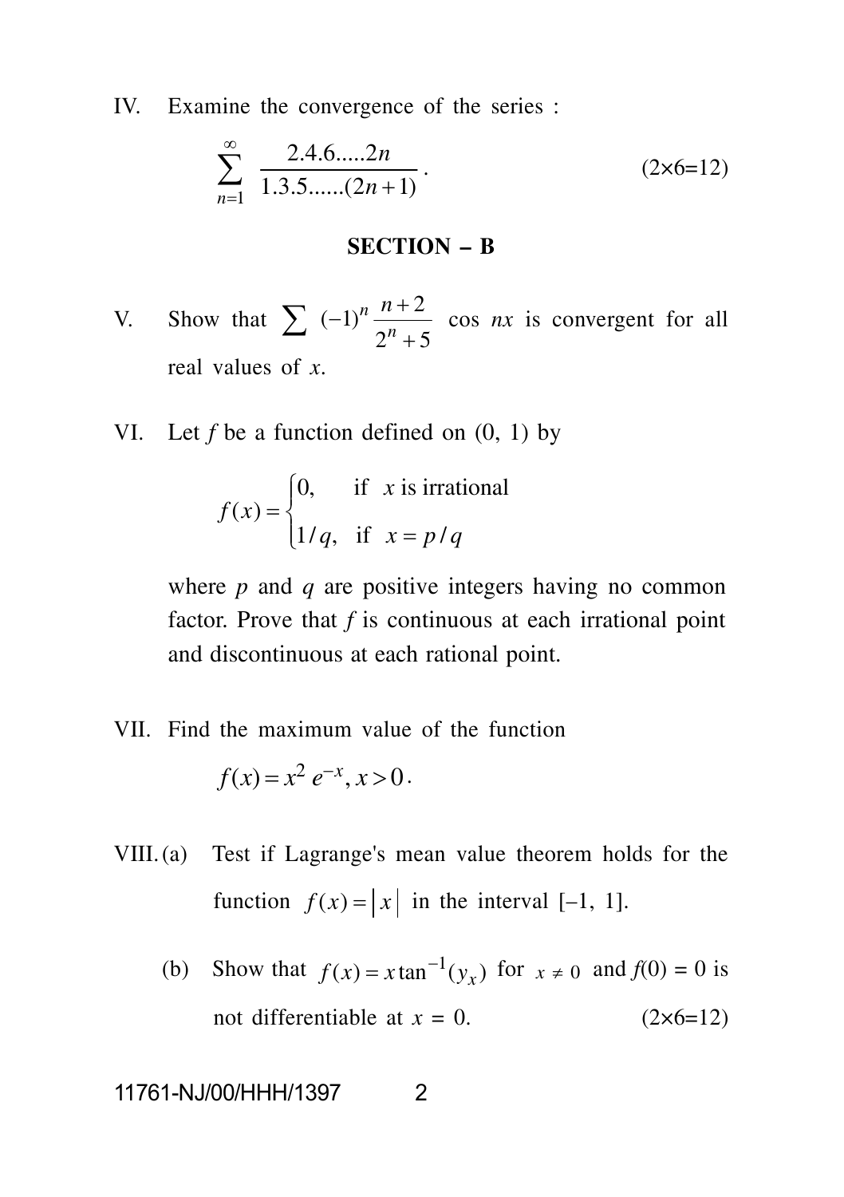IV. Examine the convergence of the series :

$$\sum_{n=1}^{\infty} \frac{2.4.6.....2n}{1.3.5......(2n+1)}.$$

(2×6=12)

## SECTION – B

V. Show that $\sum (-1)^n \frac{n+2}{2^n+5} \cos nx$ is convergent for all real values of $x$.

VI. Let $f$ be a function defined on (0, 1) by

$$f(x) = \begin{cases} 0, & \text{if } x \text{ is irrational} \\ 1/q, & \text{if } x = p/q \end{cases}$$

where $p$ and $q$ are positive integers having no common factor. Prove that $f$ is continuous at each irrational point and discontinuous at each rational point.

VII. Find the maximum value of the function

$$f(x) = x^2 e^{-x}, x > 0.$$

VIII. (a) Test if Lagrange's mean value theorem holds for the function $f(x) = |x|$ in the interval [–1, 1].

(b) Show that $f(x) = x \tan^{-1}(y_x)$ for $x \neq 0$ and $f(0) = 0$ is not differentiable at $x = 0$.

(2×6=12)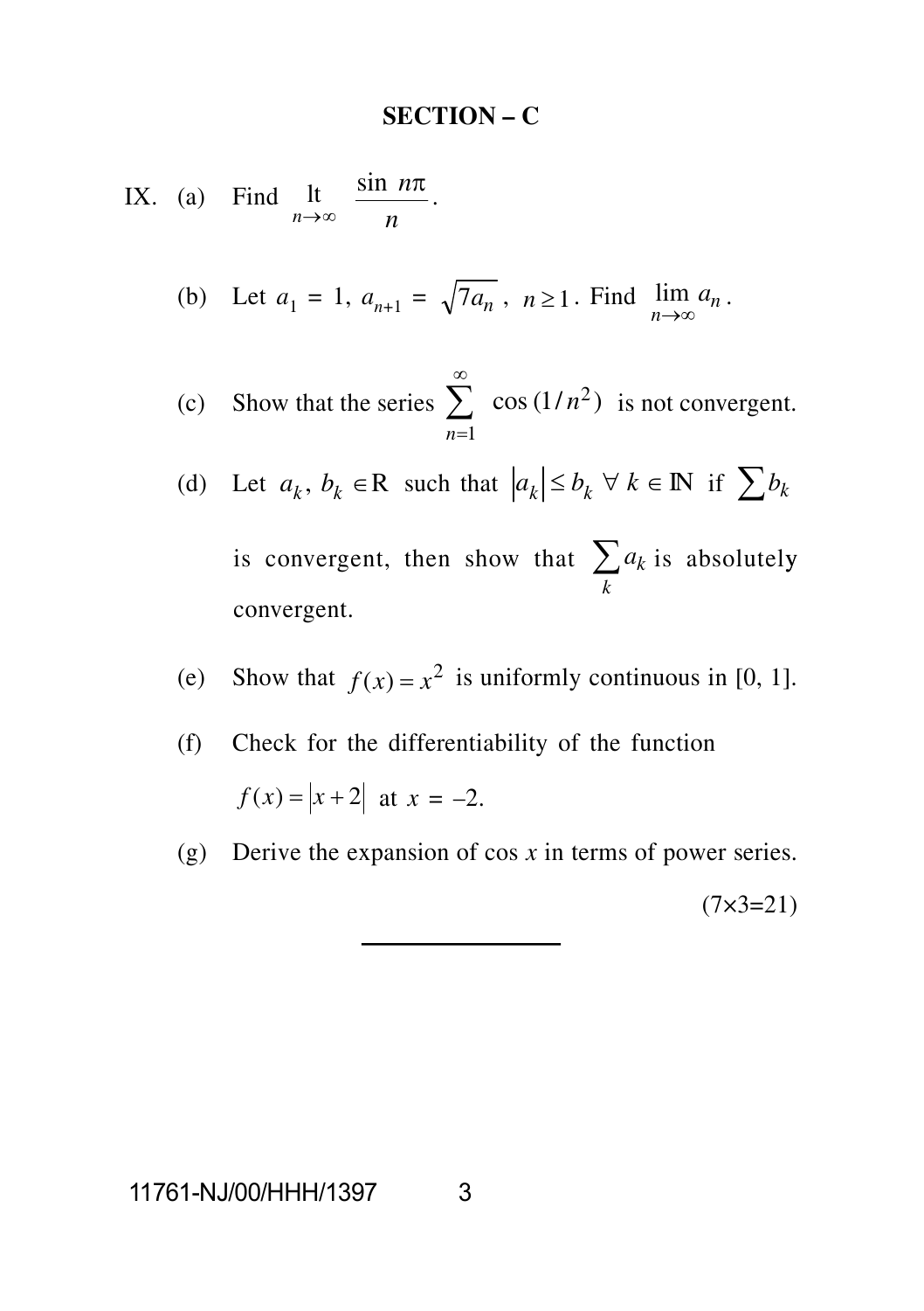## SECTION – C

IX. (a) Find $\underset{n\to\infty}{\text{lt}} \dfrac{\sin n\pi}{n}$.

(b) Let $a_1 = 1,\ a_{n+1} = \sqrt{7a_n}\ ,\ n \geq 1$. Find $\lim_{n\to\infty} a_n$.

(c) Show that the series $\sum_{n=1}^{\infty} \cos(1/n^2)$ is not convergent.

(d) Let $a_k,\ b_k \in \mathrm{R}$ such that $|a_k| \leq b_k\ \forall\ k \in \mathbb{N}$ if $\sum b_k$ is convergent, then show that $\sum_k a_k$ is absolutely convergent.

(e) Show that $f(x) = x^2$ is uniformly continuous in [0, 1].

(f) Check for the differentiability of the function $f(x) = |x+2|$ at $x = -2$.

(g) Derive the expansion of $\cos x$ in terms of power series.

(7×3=21)